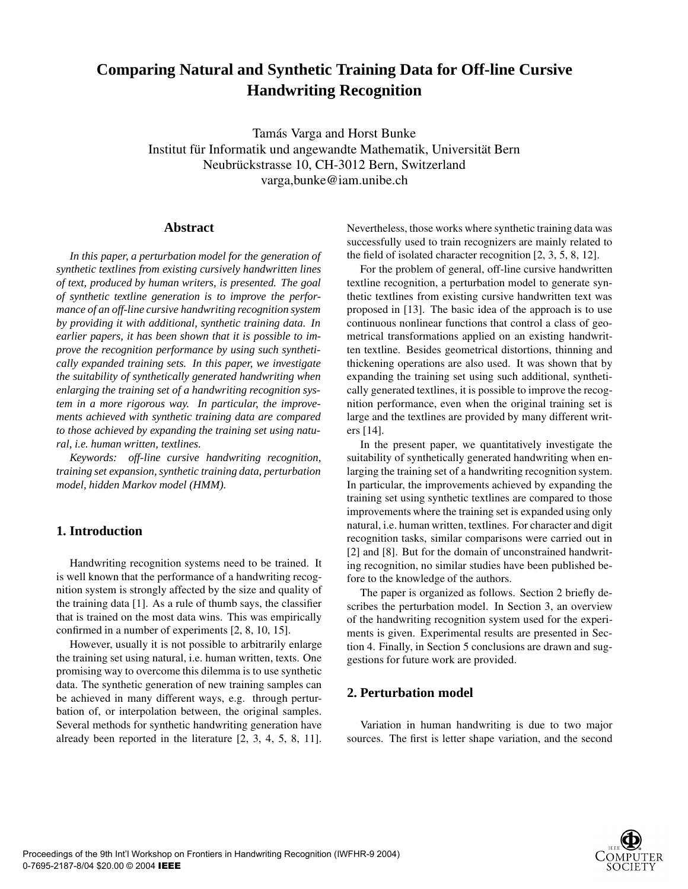# Comparing Natural and Synthetic Training Data for Off-line Cursive Handwriting Recognition

Tamás Varga and Horst Bunke
Institut für Informatik und angewandte Mathematik, Universität Bern
Neubrückstrasse 10, CH-3012 Bern, Switzerland
varga,bunke@iam.unibe.ch

## Abstract

*In this paper, a perturbation model for the generation of synthetic textlines from existing cursively handwritten lines of text, produced by human writers, is presented. The goal of synthetic textline generation is to improve the performance of an off-line cursive handwriting recognition system by providing it with additional, synthetic training data. In earlier papers, it has been shown that it is possible to improve the recognition performance by using such synthetically expanded training sets. In this paper, we investigate the suitability of synthetically generated handwriting when enlarging the training set of a handwriting recognition system in a more rigorous way. In particular, the improvements achieved with synthetic training data are compared to those achieved by expanding the training set using natural, i.e. human written, textlines.*

*Keywords: off-line cursive handwriting recognition, training set expansion, synthetic training data, perturbation model, hidden Markov model (HMM).*

## 1. Introduction

Handwriting recognition systems need to be trained. It is well known that the performance of a handwriting recognition system is strongly affected by the size and quality of the training data [1]. As a rule of thumb says, the classifier that is trained on the most data wins. This was empirically confirmed in a number of experiments [2, 8, 10, 15].

However, usually it is not possible to arbitrarily enlarge the training set using natural, i.e. human written, texts. One promising way to overcome this dilemma is to use synthetic data. The synthetic generation of new training samples can be achieved in many different ways, e.g. through perturbation of, or interpolation between, the original samples. Several methods for synthetic handwriting generation have already been reported in the literature [2, 3, 4, 5, 8, 11]. Nevertheless, those works where synthetic training data was successfully used to train recognizers are mainly related to the field of isolated character recognition [2, 3, 5, 8, 12].

For the problem of general, off-line cursive handwritten textline recognition, a perturbation model to generate synthetic textlines from existing cursive handwritten text was proposed in [13]. The basic idea of the approach is to use continuous nonlinear functions that control a class of geometrical transformations applied on an existing handwritten textline. Besides geometrical distortions, thinning and thickening operations are also used. It was shown that by expanding the training set using such additional, synthetically generated textlines, it is possible to improve the recognition performance, even when the original training set is large and the textlines are provided by many different writers [14].

In the present paper, we quantitatively investigate the suitability of synthetically generated handwriting when enlarging the training set of a handwriting recognition system. In particular, the improvements achieved by expanding the training set using synthetic textlines are compared to those improvements where the training set is expanded using only natural, i.e. human written, textlines. For character and digit recognition tasks, similar comparisons were carried out in [2] and [8]. But for the domain of unconstrained handwriting recognition, no similar studies have been published before to the knowledge of the authors.

The paper is organized as follows. Section 2 briefly describes the perturbation model. In Section 3, an overview of the handwriting recognition system used for the experiments is given. Experimental results are presented in Section 4. Finally, in Section 5 conclusions are drawn and suggestions for future work are provided.

## 2. Perturbation model

Variation in human handwriting is due to two major sources. The first is letter shape variation, and the second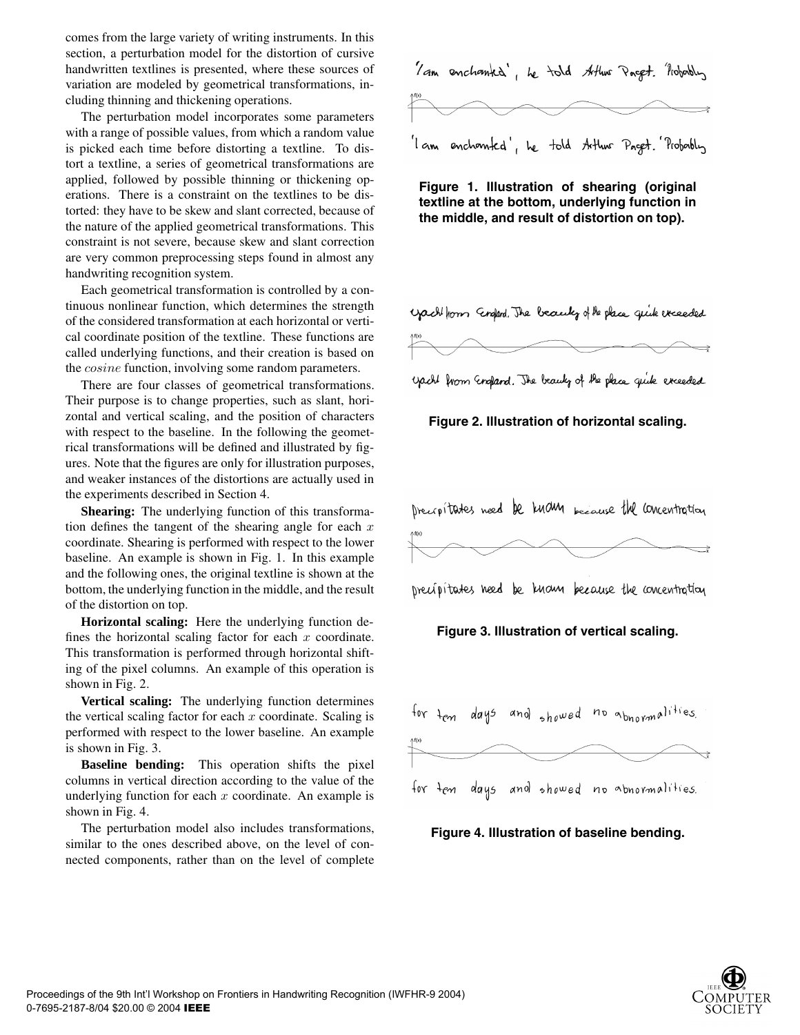comes from the large variety of writing instruments. In this section, a perturbation model for the distortion of cursive handwritten textlines is presented, where these sources of variation are modeled by geometrical transformations, including thinning and thickening operations.

The perturbation model incorporates some parameters with a range of possible values, from which a random value is picked each time before distorting a textline. To distort a textline, a series of geometrical transformations are applied, followed by possible thinning or thickening operations. There is a constraint on the textlines to be distorted: they have to be skew and slant corrected, because of the nature of the applied geometrical transformations. This constraint is not severe, because skew and slant correction are very common preprocessing steps found in almost any handwriting recognition system.

Each geometrical transformation is controlled by a continuous nonlinear function, which determines the strength of the considered transformation at each horizontal or vertical coordinate position of the textline. These functions are called underlying functions, and their creation is based on the $cosine$ function, involving some random parameters.

There are four classes of geometrical transformations. Their purpose is to change properties, such as slant, horizontal and vertical scaling, and the position of characters with respect to the baseline. In the following the geometrical transformations will be defined and illustrated by figures. Note that the figures are only for illustration purposes, and weaker instances of the distortions are actually used in the experiments described in Section 4.

**Shearing:** The underlying function of this transformation defines the tangent of the shearing angle for each $x$ coordinate. Shearing is performed with respect to the lower baseline. An example is shown in Fig. 1. In this example and the following ones, the original textline is shown at the bottom, the underlying function in the middle, and the result of the distortion on top.

**Horizontal scaling:** Here the underlying function defines the horizontal scaling factor for each $x$ coordinate. This transformation is performed through horizontal shifting of the pixel columns. An example of this operation is shown in Fig. 2.

**Vertical scaling:** The underlying function determines the vertical scaling factor for each $x$ coordinate. Scaling is performed with respect to the lower baseline. An example is shown in Fig. 3.

**Baseline bending:** This operation shifts the pixel columns in vertical direction according to the value of the underlying function for each $x$ coordinate. An example is shown in Fig. 4.

The perturbation model also includes transformations, similar to the ones described above, on the level of connected components, rather than on the level of complete

**Figure 1. Illustration of shearing (original textline at the bottom, underlying function in the middle, and result of distortion on top).**

**Figure 2. Illustration of horizontal scaling.**

**Figure 3. Illustration of vertical scaling.**

**Figure 4. Illustration of baseline bending.**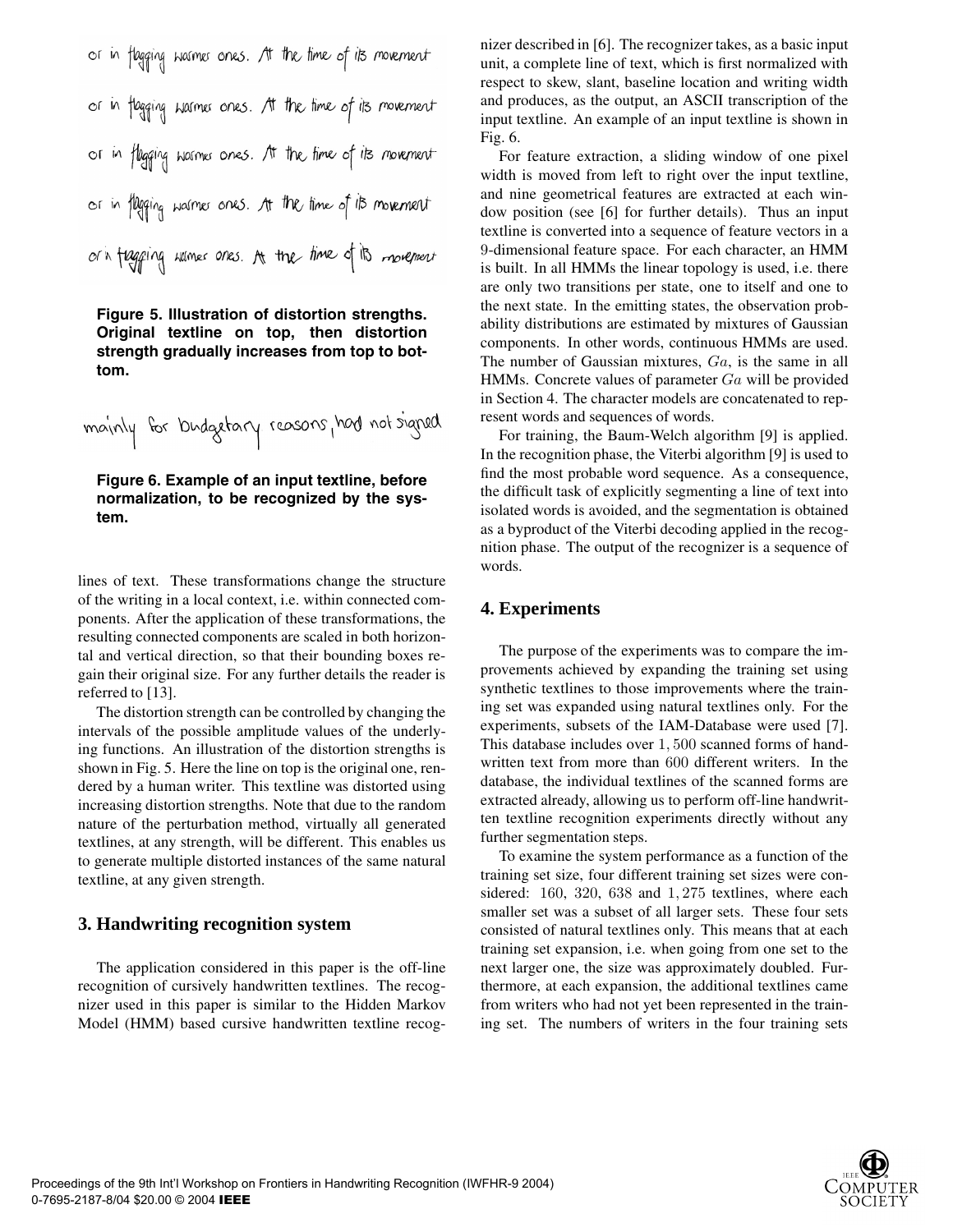Figure 5. Illustration of distortion strengths. Original textline on top, then distortion strength gradually increases from top to bottom.

Figure 6. Example of an input textline, before normalization, to be recognized by the system.

lines of text. These transformations change the structure of the writing in a local context, i.e. within connected components. After the application of these transformations, the resulting connected components are scaled in both horizontal and vertical direction, so that their bounding boxes regain their original size. For any further details the reader is referred to [13].

The distortion strength can be controlled by changing the intervals of the possible amplitude values of the underlying functions. An illustration of the distortion strengths is shown in Fig. 5. Here the line on top is the original one, rendered by a human writer. This textline was distorted using increasing distortion strengths. Note that due to the random nature of the perturbation method, virtually all generated textlines, at any strength, will be different. This enables us to generate multiple distorted instances of the same natural textline, at any given strength.

## 3. Handwriting recognition system

The application considered in this paper is the off-line recognition of cursively handwritten textlines. The recognizer used in this paper is similar to the Hidden Markov Model (HMM) based cursive handwritten textline recognizer described in [6]. The recognizer takes, as a basic input unit, a complete line of text, which is first normalized with respect to skew, slant, baseline location and writing width and produces, as the output, an ASCII transcription of the input textline. An example of an input textline is shown in Fig. 6.

For feature extraction, a sliding window of one pixel width is moved from left to right over the input textline, and nine geometrical features are extracted at each window position (see [6] for further details). Thus an input textline is converted into a sequence of feature vectors in a 9-dimensional feature space. For each character, an HMM is built. In all HMMs the linear topology is used, i.e. there are only two transitions per state, one to itself and one to the next state. In the emitting states, the observation probability distributions are estimated by mixtures of Gaussian components. In other words, continuous HMMs are used. The number of Gaussian mixtures, $Ga$, is the same in all HMMs. Concrete values of parameter $Ga$ will be provided in Section 4. The character models are concatenated to represent words and sequences of words.

For training, the Baum-Welch algorithm [9] is applied. In the recognition phase, the Viterbi algorithm [9] is used to find the most probable word sequence. As a consequence, the difficult task of explicitly segmenting a line of text into isolated words is avoided, and the segmentation is obtained as a byproduct of the Viterbi decoding applied in the recognition phase. The output of the recognizer is a sequence of words.

## 4. Experiments

The purpose of the experiments was to compare the improvements achieved by expanding the training set using synthetic textlines to those improvements where the training set was expanded using natural textlines only. For the experiments, subsets of the IAM-Database were used [7]. This database includes over $1,500$ scanned forms of handwritten text from more than $600$ different writers. In the database, the individual textlines of the scanned forms are extracted already, allowing us to perform off-line handwritten textline recognition experiments directly without any further segmentation steps.

To examine the system performance as a function of the training set size, four different training set sizes were considered: $160$, $320$, $638$ and $1,275$ textlines, where each smaller set was a subset of all larger sets. These four sets consisted of natural textlines only. This means that at each training set expansion, i.e. when going from one set to the next larger one, the size was approximately doubled. Furthermore, at each expansion, the additional textlines came from writers who had not yet been represented in the training set. The numbers of writers in the four training sets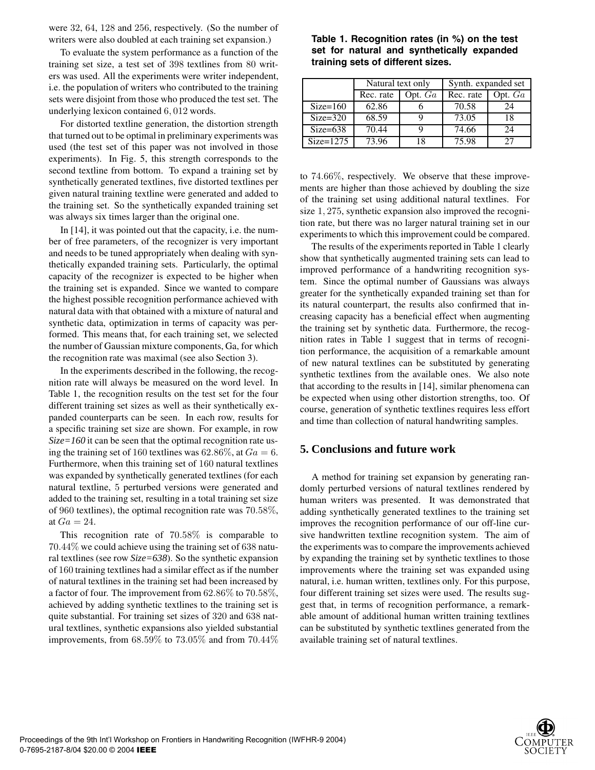were 32, 64, 128 and 256, respectively. (So the number of writers were also doubled at each training set expansion.)

To evaluate the system performance as a function of the training set size, a test set of 398 textlines from 80 writers was used. All the experiments were writer independent, i.e. the population of writers who contributed to the training sets were disjoint from those who produced the test set. The underlying lexicon contained 6,012 words.

For distorted textline generation, the distortion strength that turned out to be optimal in preliminary experiments was used (the test set of this paper was not involved in those experiments). In Fig. 5, this strength corresponds to the second textline from bottom. To expand a training set by synthetically generated textlines, five distorted textlines per given natural training textline were generated and added to the training set. So the synthetically expanded training set was always six times larger than the original one.

In [14], it was pointed out that the capacity, i.e. the number of free parameters, of the recognizer is very important and needs to be tuned appropriately when dealing with synthetically expanded training sets. Particularly, the optimal capacity of the recognizer is expected to be higher when the training set is expanded. Since we wanted to compare the highest possible recognition performance achieved with natural data with that obtained with a mixture of natural and synthetic data, optimization in terms of capacity was performed. This means that, for each training set, we selected the number of Gaussian mixture components, Ga, for which the recognition rate was maximal (see also Section 3).

In the experiments described in the following, the recognition rate will always be measured on the word level. In Table 1, the recognition results on the test set for the four different training set sizes as well as their synthetically expanded counterparts can be seen. In each row, results for a specific training set size are shown. For example, in row *Size=160* it can be seen that the optimal recognition rate using the training set of 160 textlines was 62.86%, at $Ga = 6$. Furthermore, when this training set of 160 natural textlines was expanded by synthetically generated textlines (for each natural textline, 5 perturbed versions were generated and added to the training set, resulting in a total training set size of 960 textlines), the optimal recognition rate was 70.58%, at $Ga = 24$.

This recognition rate of 70.58% is comparable to 70.44% we could achieve using the training set of 638 natural textlines (see row *Size=638*). So the synthetic expansion of 160 training textlines had a similar effect as if the number of natural textlines in the training set had been increased by a factor of four. The improvement from 62.86% to 70.58%, achieved by adding synthetic textlines to the training set is quite substantial. For training set sizes of 320 and 638 natural textlines, synthetic expansions also yielded substantial improvements, from 68.59% to 73.05% and from 70.44% to 74.66%, respectively. We observe that these improvements are higher than those achieved by doubling the size of the training set using additional natural textlines. For size 1,275, synthetic expansion also improved the recognition rate, but there was no larger natural training set in our experiments to which this improvement could be compared.

**Table 1. Recognition rates (in %) on the test set for natural and synthetically expanded training sets of different sizes.**

| | Natural text only | | Synth. expanded set | |
|---|---|---|---|---|
| | Rec. rate | Opt. $Ga$ | Rec. rate | Opt. $Ga$ |
| Size=160 | 62.86 | 6 | 70.58 | 24 |
| Size=320 | 68.59 | 9 | 73.05 | 18 |
| Size=638 | 70.44 | 9 | 74.66 | 24 |
| Size=1275 | 73.96 | 18 | 75.98 | 27 |

The results of the experiments reported in Table 1 clearly show that synthetically augmented training sets can lead to improved performance of a handwriting recognition system. Since the optimal number of Gaussians was always greater for the synthetically expanded training set than for its natural counterpart, the results also confirmed that increasing capacity has a beneficial effect when augmenting the training set by synthetic data. Furthermore, the recognition rates in Table 1 suggest that in terms of recognition performance, the acquisition of a remarkable amount of new natural textlines can be substituted by generating synthetic textlines from the available ones. We also note that according to the results in [14], similar phenomena can be expected when using other distortion strengths, too. Of course, generation of synthetic textlines requires less effort and time than collection of natural handwriting samples.

## 5. Conclusions and future work

A method for training set expansion by generating randomly perturbed versions of natural textlines rendered by human writers was presented. It was demonstrated that adding synthetically generated textlines to the training set improves the recognition performance of our off-line cursive handwritten textline recognition system. The aim of the experiments was to compare the improvements achieved by expanding the training set by synthetic textlines to those improvements where the training set was expanded using natural, i.e. human written, textlines only. For this purpose, four different training set sizes were used. The results suggest that, in terms of recognition performance, a remarkable amount of additional human written training textlines can be substituted by synthetic textlines generated from the available training set of natural textlines.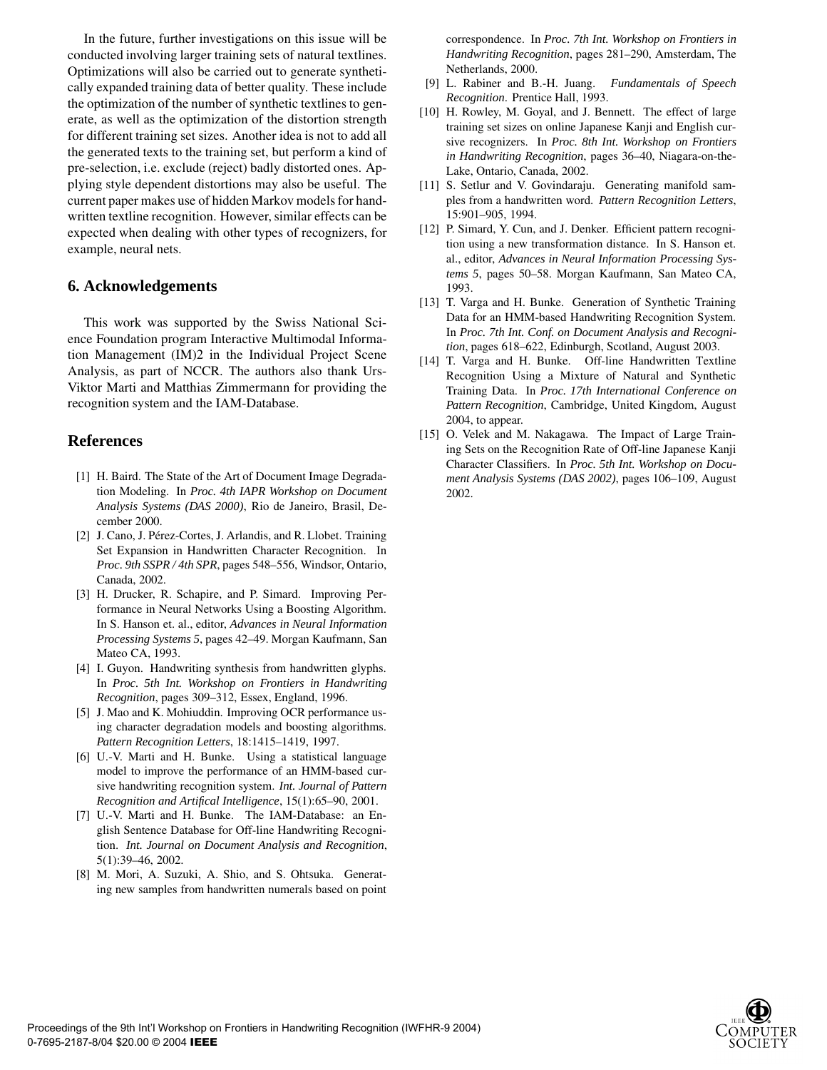In the future, further investigations on this issue will be conducted involving larger training sets of natural textlines. Optimizations will also be carried out to generate synthetically expanded training data of better quality. These include the optimization of the number of synthetic textlines to generate, as well as the optimization of the distortion strength for different training set sizes. Another idea is not to add all the generated texts to the training set, but perform a kind of pre-selection, i.e. exclude (reject) badly distorted ones. Applying style dependent distortions may also be useful. The current paper makes use of hidden Markov models for handwritten textline recognition. However, similar effects can be expected when dealing with other types of recognizers, for example, neural nets.

## 6. Acknowledgements

This work was supported by the Swiss National Science Foundation program Interactive Multimodal Information Management (IM)2 in the Individual Project Scene Analysis, as part of NCCR. The authors also thank Urs-Viktor Marti and Matthias Zimmermann for providing the recognition system and the IAM-Database.

## References

[1] H. Baird. The State of the Art of Document Image Degradation Modeling. In *Proc. 4th IAPR Workshop on Document Analysis Systems (DAS 2000)*, Rio de Janeiro, Brasil, December 2000.

[2] J. Cano, J. Pérez-Cortes, J. Arlandis, and R. Llobet. Training Set Expansion in Handwritten Character Recognition. In *Proc. 9th SSPR / 4th SPR*, pages 548–556, Windsor, Ontario, Canada, 2002.

[3] H. Drucker, R. Schapire, and P. Simard. Improving Performance in Neural Networks Using a Boosting Algorithm. In S. Hanson et. al., editor, *Advances in Neural Information Processing Systems 5*, pages 42–49. Morgan Kaufmann, San Mateo CA, 1993.

[4] I. Guyon. Handwriting synthesis from handwritten glyphs. In *Proc. 5th Int. Workshop on Frontiers in Handwriting Recognition*, pages 309–312, Essex, England, 1996.

[5] J. Mao and K. Mohiuddin. Improving OCR performance using character degradation models and boosting algorithms. *Pattern Recognition Letters*, 18:1415–1419, 1997.

[6] U.-V. Marti and H. Bunke. Using a statistical language model to improve the performance of an HMM-based cursive handwriting recognition system. *Int. Journal of Pattern Recognition and Artifical Intelligence*, 15(1):65–90, 2001.

[7] U.-V. Marti and H. Bunke. The IAM-Database: an English Sentence Database for Off-line Handwriting Recognition. *Int. Journal on Document Analysis and Recognition*, 5(1):39–46, 2002.

[8] M. Mori, A. Suzuki, A. Shio, and S. Ohtsuka. Generating new samples from handwritten numerals based on point correspondence. In *Proc. 7th Int. Workshop on Frontiers in Handwriting Recognition*, pages 281–290, Amsterdam, The Netherlands, 2000.

[9] L. Rabiner and B.-H. Juang. *Fundamentals of Speech Recognition*. Prentice Hall, 1993.

[10] H. Rowley, M. Goyal, and J. Bennett. The effect of large training set sizes on online Japanese Kanji and English cursive recognizers. In *Proc. 8th Int. Workshop on Frontiers in Handwriting Recognition*, pages 36–40, Niagara-on-the-Lake, Ontario, Canada, 2002.

[11] S. Setlur and V. Govindaraju. Generating manifold samples from a handwritten word. *Pattern Recognition Letters*, 15:901–905, 1994.

[12] P. Simard, Y. Cun, and J. Denker. Efficient pattern recognition using a new transformation distance. In S. Hanson et. al., editor, *Advances in Neural Information Processing Systems 5*, pages 50–58. Morgan Kaufmann, San Mateo CA, 1993.

[13] T. Varga and H. Bunke. Generation of Synthetic Training Data for an HMM-based Handwriting Recognition System. In *Proc. 7th Int. Conf. on Document Analysis and Recognition*, pages 618–622, Edinburgh, Scotland, August 2003.

[14] T. Varga and H. Bunke. Off-line Handwritten Textline Recognition Using a Mixture of Natural and Synthetic Training Data. In *Proc. 17th International Conference on Pattern Recognition*, Cambridge, United Kingdom, August 2004, to appear.

[15] O. Velek and M. Nakagawa. The Impact of Large Training Sets on the Recognition Rate of Off-line Japanese Kanji Character Classifiers. In *Proc. 5th Int. Workshop on Document Analysis Systems (DAS 2002)*, pages 106–109, August 2002.